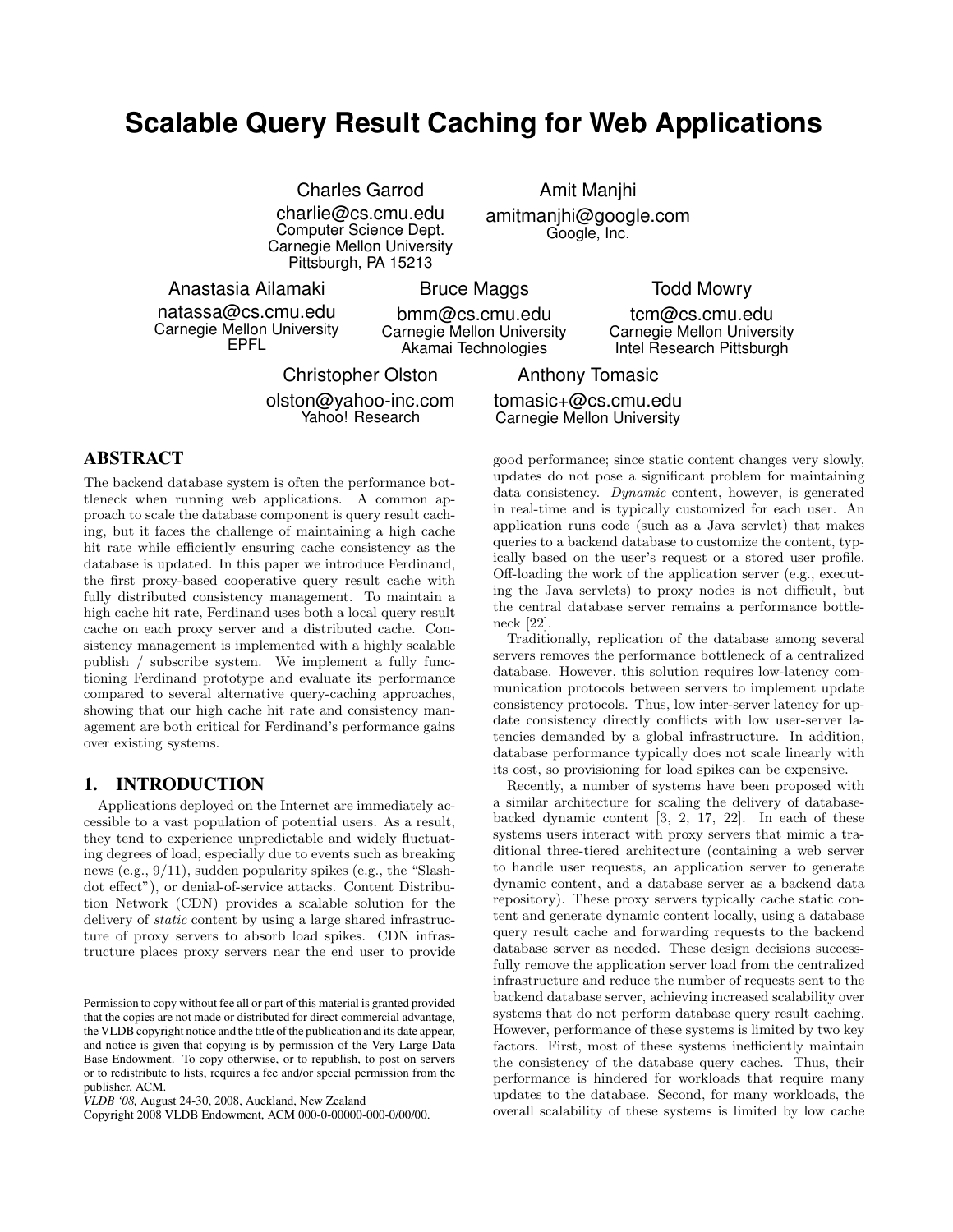# Scalable Query Result Caching for Web Applications

Charles Garrod
charlie@cs.cmu.edu
Computer Science Dept.
Carnegie Mellon University
Pittsburgh, PA 15213

Amit Manjhi
amitmanjhi@google.com
Google, Inc.

Anastasia Ailamaki
natassa@cs.cmu.edu
Carnegie Mellon University
EPFL

Bruce Maggs
bmm@cs.cmu.edu
Carnegie Mellon University
Akamai Technologies

Todd Mowry
tcm@cs.cmu.edu
Carnegie Mellon University
Intel Research Pittsburgh

Christopher Olston
olston@yahoo-inc.com
Yahoo! Research

Anthony Tomasic
tomasic+@cs.cmu.edu
Carnegie Mellon University

## ABSTRACT

The backend database system is often the performance bottleneck when running web applications. A common approach to scale the database component is query result caching, but it faces the challenge of maintaining a high cache hit rate while efficiently ensuring cache consistency as the database is updated. In this paper we introduce Ferdinand, the first proxy-based cooperative query result cache with fully distributed consistency management. To maintain a high cache hit rate, Ferdinand uses both a local query result cache on each proxy server and a distributed cache. Consistency management is implemented with a highly scalable publish / subscribe system. We implement a fully functioning Ferdinand prototype and evaluate its performance compared to several alternative query-caching approaches, showing that our high cache hit rate and consistency management are both critical for Ferdinand's performance gains over existing systems.

## 1. INTRODUCTION

Applications deployed on the Internet are immediately accessible to a vast population of potential users. As a result, they tend to experience unpredictable and widely fluctuating degrees of load, especially due to events such as breaking news (e.g., 9/11), sudden popularity spikes (e.g., the "Slashdot effect"), or denial-of-service attacks. Content Distribution Network (CDN) provides a scalable solution for the delivery of *static* content by using a large shared infrastructure of proxy servers to absorb load spikes. CDN infrastructure places proxy servers near the end user to provide good performance; since static content changes very slowly, updates do not pose a significant problem for maintaining data consistency. *Dynamic* content, however, is generated in real-time and is typically customized for each user. An application runs code (such as a Java servlet) that makes queries to a backend database to customize the content, typically based on the user's request or a stored user profile. Off-loading the work of the application server (e.g., executing the Java servlets) to proxy nodes is not difficult, but the central database server remains a performance bottleneck [22].

Traditionally, replication of the database among several servers removes the performance bottleneck of a centralized database. However, this solution requires low-latency communication protocols between servers to implement update consistency protocols. Thus, low inter-server latency for update consistency directly conflicts with low user-server latencies demanded by a global infrastructure. In addition, database performance typically does not scale linearly with its cost, so provisioning for load spikes can be expensive.

Recently, a number of systems have been proposed with a similar architecture for scaling the delivery of database-backed dynamic content [3, 2, 17, 22]. In each of these systems users interact with proxy servers that mimic a traditional three-tiered architecture (containing a web server to handle user requests, an application server to generate dynamic content, and a database server as a backend data repository). These proxy servers typically cache static content and generate dynamic content locally, using a database query result cache and forwarding requests to the backend database server as needed. These design decisions successfully remove the application server load from the centralized infrastructure and reduce the number of requests sent to the backend database server, achieving increased scalability over systems that do not perform database query result caching. However, performance of these systems is limited by two key factors. First, most of these systems inefficiently maintain the consistency of the database query caches. Thus, their performance is hindered for workloads that require many updates to the database. Second, for many workloads, the overall scalability of these systems is limited by low cache

Permission to copy without fee all or part of this material is granted provided that the copies are not made or distributed for direct commercial advantage, the VLDB copyright notice and the title of the publication and its date appear, and notice is given that copying is by permission of the Very Large Data Base Endowment. To copy otherwise, or to republish, to post on servers or to redistribute to lists, requires a fee and/or special permission from the publisher, ACM.
*VLDB '08,* August 24-30, 2008, Auckland, New Zealand
Copyright 2008 VLDB Endowment, ACM 000-0-00000-000-0/00/00.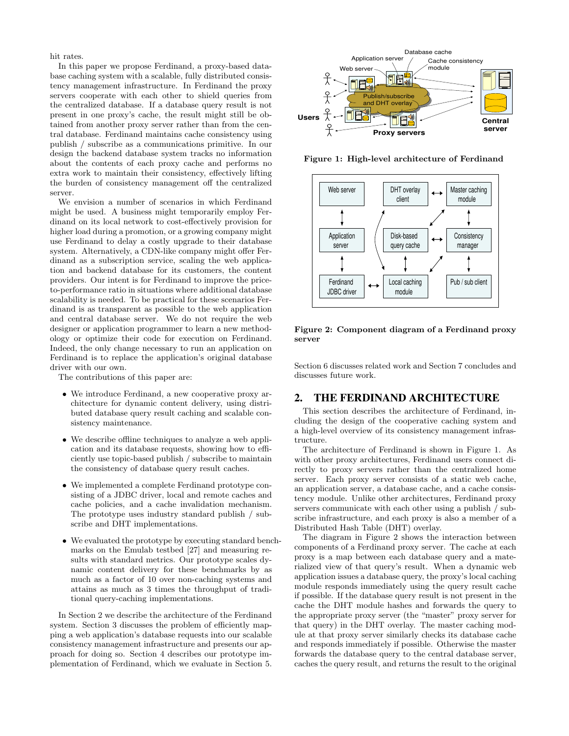hit rates.

In this paper we propose Ferdinand, a proxy-based database caching system with a scalable, fully distributed consistency management infrastructure. In Ferdinand the proxy servers cooperate with each other to shield queries from the centralized database. If a database query result is not present in one proxy's cache, the result might still be obtained from another proxy server rather than from the central database. Ferdinand maintains cache consistency using publish / subscribe as a communications primitive. In our design the backend database system tracks no information about the contents of each proxy cache and performs no extra work to maintain their consistency, effectively lifting the burden of consistency management off the centralized server.

We envision a number of scenarios in which Ferdinand might be used. A business might temporarily employ Ferdinand on its local network to cost-effectively provision for higher load during a promotion, or a growing company might use Ferdinand to delay a costly upgrade to their database system. Alternatively, a CDN-like company might offer Ferdinand as a subscription service, scaling the web application and backend database for its customers, the content providers. Our intent is for Ferdinand to improve the price-to-performance ratio in situations where additional database scalability is needed. To be practical for these scenarios Ferdinand is as transparent as possible to the web application and central database server. We do not require the web designer or application programmer to learn a new methodology or optimize their code for execution on Ferdinand. Indeed, the only change necessary to run an application on Ferdinand is to replace the application's original database driver with our own.

The contributions of this paper are:

- We introduce Ferdinand, a new cooperative proxy architecture for dynamic content delivery, using distributed database query result caching and scalable consistency maintenance.
- We describe offline techniques to analyze a web application and its database requests, showing how to efficiently use topic-based publish / subscribe to maintain the consistency of database query result caches.
- We implemented a complete Ferdinand prototype consisting of a JDBC driver, local and remote caches and cache policies, and a cache invalidation mechanism. The prototype uses industry standard publish / subscribe and DHT implementations.
- We evaluated the prototype by executing standard benchmarks on the Emulab testbed [27] and measuring results with standard metrics. Our prototype scales dynamic content delivery for these benchmarks by as much as a factor of 10 over non-caching systems and attains as much as 3 times the throughput of traditional query-caching implementations.

In Section 2 we describe the architecture of the Ferdinand system. Section 3 discusses the problem of efficiently mapping a web application's database requests into our scalable consistency management infrastructure and presents our approach for doing so. Section 4 describes our prototype implementation of Ferdinand, which we evaluate in Section 5. Section 6 discusses related work and Section 7 concludes and discusses future work.

**Figure 1: High-level architecture of Ferdinand**

**Figure 2: Component diagram of a Ferdinand proxy server**

## 2. THE FERDINAND ARCHITECTURE

This section describes the architecture of Ferdinand, including the design of the cooperative caching system and a high-level overview of its consistency management infrastructure.

The architecture of Ferdinand is shown in Figure 1. As with other proxy architectures, Ferdinand users connect directly to proxy servers rather than the centralized home server. Each proxy server consists of a static web cache, an application server, a database cache, and a cache consistency module. Unlike other architectures, Ferdinand proxy servers communicate with each other using a publish / subscribe infrastructure, and each proxy is also a member of a Distributed Hash Table (DHT) overlay.

The diagram in Figure 2 shows the interaction between components of a Ferdinand proxy server. The cache at each proxy is a map between each database query and a materialized view of that query's result. When a dynamic web application issues a database query, the proxy's local caching module responds immediately using the query result cache if possible. If the database query result is not present in the cache the DHT module hashes and forwards the query to the appropriate proxy server (the "master" proxy server for that query) in the DHT overlay. The master caching module at that proxy server similarly checks its database cache and responds immediately if possible. Otherwise the master forwards the database query to the central database server, caches the query result, and returns the result to the original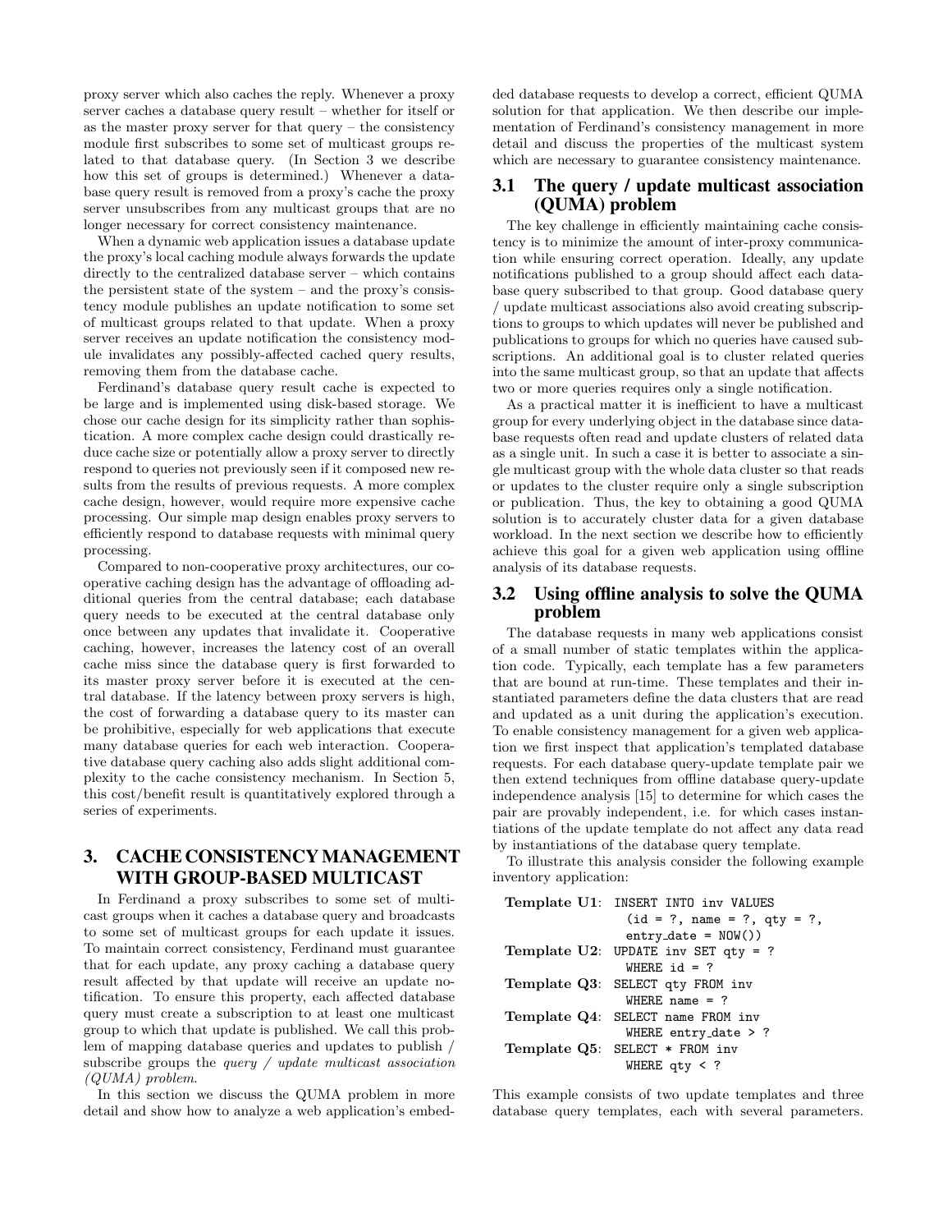proxy server which also caches the reply. Whenever a proxy server caches a database query result – whether for itself or as the master proxy server for that query – the consistency module first subscribes to some set of multicast groups related to that database query. (In Section 3 we describe how this set of groups is determined.) Whenever a database query result is removed from a proxy's cache the proxy server unsubscribes from any multicast groups that are no longer necessary for correct consistency maintenance.

When a dynamic web application issues a database update the proxy's local caching module always forwards the update directly to the centralized database server – which contains the persistent state of the system – and the proxy's consistency module publishes an update notification to some set of multicast groups related to that update. When a proxy server receives an update notification the consistency module invalidates any possibly-affected cached query results, removing them from the database cache.

Ferdinand's database query result cache is expected to be large and is implemented using disk-based storage. We chose our cache design for its simplicity rather than sophistication. A more complex cache design could drastically reduce cache size or potentially allow a proxy server to directly respond to queries not previously seen if it composed new results from the results of previous requests. A more complex cache design, however, would require more expensive cache processing. Our simple map design enables proxy servers to efficiently respond to database requests with minimal query processing.

Compared to non-cooperative proxy architectures, our cooperative caching design has the advantage of offloading additional queries from the central database; each database query needs to be executed at the central database only once between any updates that invalidate it. Cooperative caching, however, increases the latency cost of an overall cache miss since the database query is first forwarded to its master proxy server before it is executed at the central database. If the latency between proxy servers is high, the cost of forwarding a database query to its master can be prohibitive, especially for web applications that execute many database queries for each web interaction. Cooperative database query caching also adds slight additional complexity to the cache consistency mechanism. In Section 5, this cost/benefit result is quantitatively explored through a series of experiments.

# 3. CACHE CONSISTENCY MANAGEMENT WITH GROUP-BASED MULTICAST

In Ferdinand a proxy subscribes to some set of multicast groups when it caches a database query and broadcasts to some set of multicast groups for each update it issues. To maintain correct consistency, Ferdinand must guarantee that for each update, any proxy caching a database query result affected by that update will receive an update notification. To ensure this property, each affected database query must create a subscription to at least one multicast group to which that update is published. We call this problem of mapping database queries and updates to publish / subscribe groups the *query / update multicast association (QUMA) problem*.

In this section we discuss the QUMA problem in more detail and show how to analyze a web application's embedded database requests to develop a correct, efficient QUMA solution for that application. We then describe our implementation of Ferdinand's consistency management in more detail and discuss the properties of the multicast system which are necessary to guarantee consistency maintenance.

## 3.1 The query / update multicast association (QUMA) problem

The key challenge in efficiently maintaining cache consistency is to minimize the amount of inter-proxy communication while ensuring correct operation. Ideally, any update notifications published to a group should affect each database query subscribed to that group. Good database query / update multicast associations also avoid creating subscriptions to groups to which updates will never be published and publications to groups for which no queries have caused subscriptions. An additional goal is to cluster related queries into the same multicast group, so that an update that affects two or more queries requires only a single notification.

As a practical matter it is inefficient to have a multicast group for every underlying object in the database since database requests often read and update clusters of related data as a single unit. In such a case it is better to associate a single multicast group with the whole data cluster so that reads or updates to the cluster require only a single subscription or publication. Thus, the key to obtaining a good QUMA solution is to accurately cluster data for a given database workload. In the next section we describe how to efficiently achieve this goal for a given web application using offline analysis of its database requests.

## 3.2 Using offline analysis to solve the QUMA problem

The database requests in many web applications consist of a small number of static templates within the application code. Typically, each template has a few parameters that are bound at run-time. These templates and their instantiated parameters define the data clusters that are read and updated as a unit during the application's execution. To enable consistency management for a given web application we first inspect that application's templated database requests. For each database query-update template pair we then extend techniques from offline database query-update independence analysis [15] to determine for which cases the pair are provably independent, i.e. for which cases instantiations of the update template do not affect any data read by instantiations of the database query template.

To illustrate this analysis consider the following example inventory application:

```
Template U1: INSERT INTO inv VALUES
               (id = ?, name = ?, qty = ?,
               entry_date = NOW())
Template U2: UPDATE inv SET qty = ?
               WHERE id = ?
Template Q3: SELECT qty FROM inv
               WHERE name = ?
Template Q4: SELECT name FROM inv
               WHERE entry_date > ?
Template Q5: SELECT * FROM inv
               WHERE qty < ?
```

This example consists of two update templates and three database query templates, each with several parameters.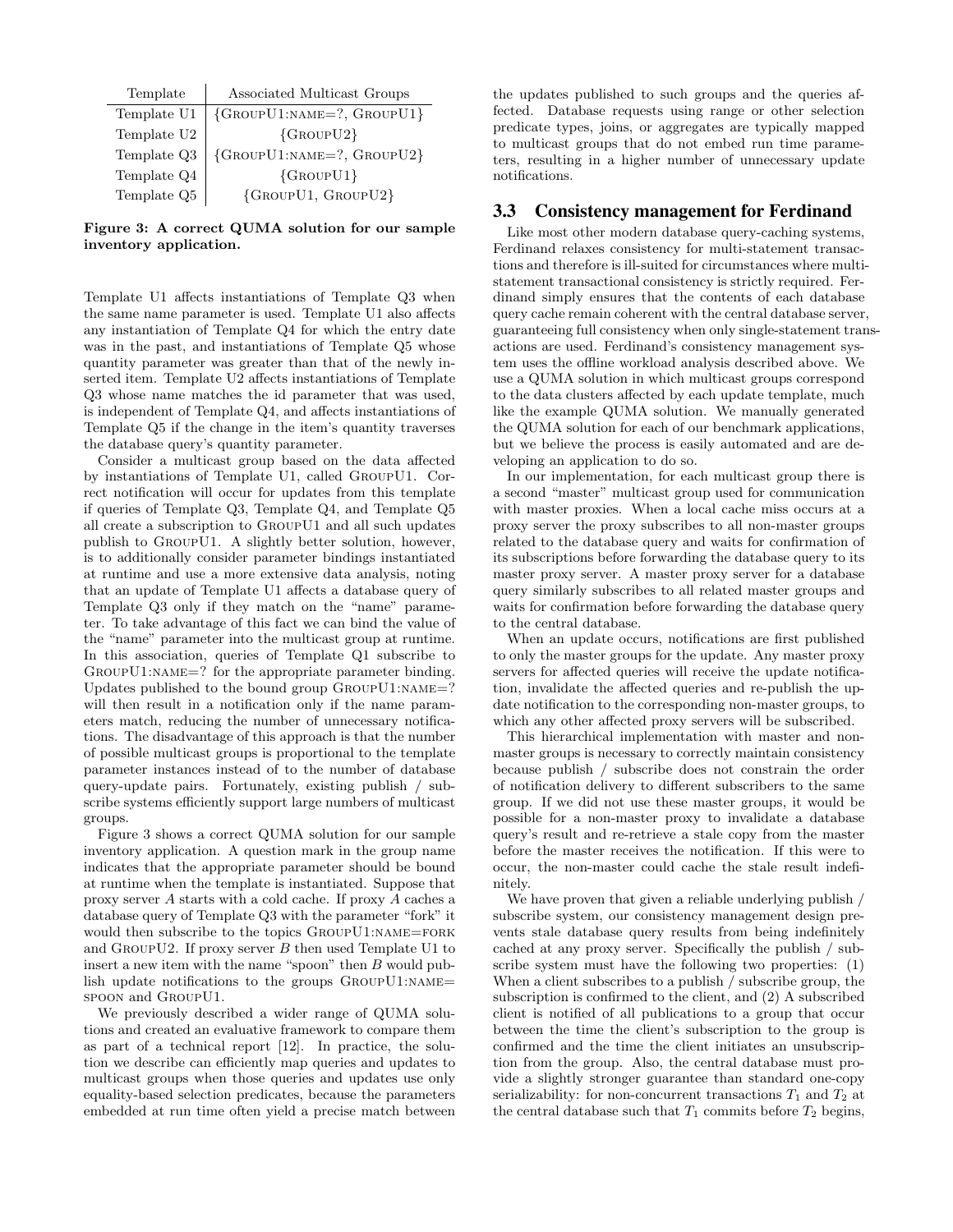| Template | Associated Multicast Groups |
|---|---|
| Template U1 | {GroupU1:name=?, GroupU1} |
| Template U2 | {GroupU2} |
| Template Q3 | {GroupU1:name=?, GroupU2} |
| Template Q4 | {GroupU1} |
| Template Q5 | {GroupU1, GroupU2} |

**Figure 3: A correct QUMA solution for our sample inventory application.**

Template U1 affects instantiations of Template Q3 when the same name parameter is used. Template U1 also affects any instantiation of Template Q4 for which the entry date was in the past, and instantiations of Template Q5 whose quantity parameter was greater than that of the newly inserted item. Template U2 affects instantiations of Template Q3 whose name matches the id parameter that was used, is independent of Template Q4, and affects instantiations of Template Q5 if the change in the item's quantity traverses the database query's quantity parameter.

Consider a multicast group based on the data affected by instantiations of Template U1, called GroupU1. Correct notification will occur for updates from this template if queries of Template Q3, Template Q4, and Template Q5 all create a subscription to GroupU1 and all such updates publish to GroupU1. A slightly better solution, however, is to additionally consider parameter bindings instantiated at runtime and use a more extensive data analysis, noting that an update of Template U1 affects a database query of Template Q3 only if they match on the "name" parameter. To take advantage of this fact we can bind the value of the "name" parameter into the multicast group at runtime. In this association, queries of Template Q1 subscribe to GroupU1:name=? for the appropriate parameter binding. Updates published to the bound group GroupU1:name=? will then result in a notification only if the name parameters match, reducing the number of unnecessary notifications. The disadvantage of this approach is that the number of possible multicast groups is proportional to the template parameter instances instead of to the number of database query-update pairs. Fortunately, existing publish / subscribe systems efficiently support large numbers of multicast groups.

Figure 3 shows a correct QUMA solution for our sample inventory application. A question mark in the group name indicates that the appropriate parameter should be bound at runtime when the template is instantiated. Suppose that proxy server *A* starts with a cold cache. If proxy *A* caches a database query of Template Q3 with the parameter "fork" it would then subscribe to the topics GroupU1:name=fork and GroupU2. If proxy server *B* then used Template U1 to insert a new item with the name "spoon" then *B* would publish update notifications to the groups GroupU1:name=spoon and GroupU1.

We previously described a wider range of QUMA solutions and created an evaluative framework to compare them as part of a technical report [12]. In practice, the solution we describe can efficiently map queries and updates to multicast groups when those queries and updates use only equality-based selection predicates, because the parameters embedded at run time often yield a precise match between the updates published to such groups and the queries affected. Database requests using range or other selection predicate types, joins, or aggregates are typically mapped to multicast groups that do not embed run time parameters, resulting in a higher number of unnecessary update notifications.

### 3.3 Consistency management for Ferdinand

Like most other modern database query-caching systems, Ferdinand relaxes consistency for multi-statement transactions and therefore is ill-suited for circumstances where multi-statement transactional consistency is strictly required. Ferdinand simply ensures that the contents of each database query cache remain coherent with the central database server, guaranteeing full consistency when only single-statement transactions are used. Ferdinand's consistency management system uses the offline workload analysis described above. We use a QUMA solution in which multicast groups correspond to the data clusters affected by each update template, much like the example QUMA solution. We manually generated the QUMA solution for each of our benchmark applications, but we believe the process is easily automated and are developing an application to do so.

In our implementation, for each multicast group there is a second "master" multicast group used for communication with master proxies. When a local cache miss occurs at a proxy server the proxy subscribes to all non-master groups related to the database query and waits for confirmation of its subscriptions before forwarding the database query to its master proxy server. A master proxy server for a database query similarly subscribes to all related master groups and waits for confirmation before forwarding the database query to the central database.

When an update occurs, notifications are first published to only the master groups for the update. Any master proxy servers for affected queries will receive the update notification, invalidate the affected queries and re-publish the update notification to the corresponding non-master groups, to which any other affected proxy servers will be subscribed.

This hierarchical implementation with master and non-master groups is necessary to correctly maintain consistency because publish / subscribe does not constrain the order of notification delivery to different subscribers to the same group. If we did not use these master groups, it would be possible for a non-master proxy to invalidate a database query's result and re-retrieve a stale copy from the master before the master receives the notification. If this were to occur, the non-master could cache the stale result indefinitely.

We have proven that given a reliable underlying publish / subscribe system, our consistency management design prevents stale database query results from being indefinitely cached at any proxy server. Specifically the publish / subscribe system must have the following two properties: (1) When a client subscribes to a publish / subscribe group, the subscription is confirmed to the client, and (2) A subscribed client is notified of all publications to a group that occur between the time the client's subscription to the group is confirmed and the time the client initiates an unsubscription from the group. Also, the central database must provide a slightly stronger guarantee than standard one-copy serializability: for non-concurrent transactions $T_1$ and $T_2$ at the central database such that $T_1$ commits before $T_2$ begins,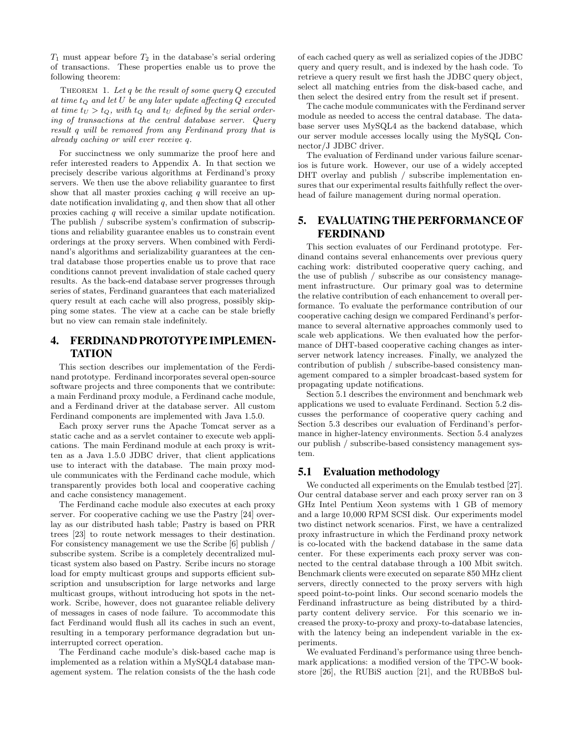$T_1$ must appear before $T_2$ in the database's serial ordering of transactions. These properties enable us to prove the following theorem:

THEOREM 1. *Let $q$ be the result of some query $Q$ executed at time $t_Q$ and let $U$ be any later update affecting $Q$ executed at time $t_U > t_Q$, with $t_Q$ and $t_U$ defined by the serial ordering of transactions at the central database server. Query result $q$ will be removed from any Ferdinand proxy that is already caching or will ever receive $q$.*

For succinctness we only summarize the proof here and refer interested readers to Appendix A. In that section we precisely describe various algorithms at Ferdinand's proxy servers. We then use the above reliability guarantee to first show that all master proxies caching $q$ will receive an update notification invalidating $q$, and then show that all other proxies caching $q$ will receive a similar update notification. The publish / subscribe system's confirmation of subscriptions and reliability guarantee enables us to constrain event orderings at the proxy servers. When combined with Ferdinand's algorithms and serializability guarantees at the central database those properties enable us to prove that race conditions cannot prevent invalidation of stale cached query results. As the back-end database server progresses through series of states, Ferdinand guarantees that each materialized query result at each cache will also progress, possibly skipping some states. The view at a cache can be stale briefly but no view can remain stale indefinitely.

## 4. FERDINAND PROTOTYPE IMPLEMENTATION

This section describes our implementation of the Ferdinand prototype. Ferdinand incorporates several open-source software projects and three components that we contribute: a main Ferdinand proxy module, a Ferdinand cache module, and a Ferdinand driver at the database server. All custom Ferdinand components are implemented with Java 1.5.0.

Each proxy server runs the Apache Tomcat server as a static cache and as a servlet container to execute web applications. The main Ferdinand module at each proxy is written as a Java 1.5.0 JDBC driver, that client applications use to interact with the database. The main proxy module communicates with the Ferdinand cache module, which transparently provides both local and cooperative caching and cache consistency management.

The Ferdinand cache module also executes at each proxy server. For cooperative caching we use the Pastry [24] overlay as our distributed hash table; Pastry is based on PRR trees [23] to route network messages to their destination. For consistency management we use the Scribe [6] publish / subscribe system. Scribe is a completely decentralized multicast system also based on Pastry. Scribe incurs no storage load for empty multicast groups and supports efficient subscription and unsubscription for large networks and large multicast groups, without introducing hot spots in the network. Scribe, however, does not guarantee reliable delivery of messages in cases of node failure. To accommodate this fact Ferdinand would flush all its caches in such an event, resulting in a temporary performance degradation but uninterrupted correct operation.

The Ferdinand cache module's disk-based cache map is implemented as a relation within a MySQL4 database management system. The relation consists of the the hash code of each cached query as well as serialized copies of the JDBC query and query result, and is indexed by the hash code. To retrieve a query result we first hash the JDBC query object, select all matching entries from the disk-based cache, and then select the desired entry from the result set if present.

The cache module communicates with the Ferdinand server module as needed to access the central database. The database server uses MySQL4 as the backend database, which our server module accesses locally using the MySQL Connector/J JDBC driver.

The evaluation of Ferdinand under various failure scenarios is future work. However, our use of a widely accepted DHT overlay and publish / subscribe implementation ensures that our experimental results faithfully reflect the overhead of failure management during normal operation.

## 5. EVALUATING THE PERFORMANCE OF FERDINAND

This section evaluates of our Ferdinand prototype. Ferdinand contains several enhancements over previous query caching work: distributed cooperative query caching, and the use of publish / subscribe as our consistency management infrastructure. Our primary goal was to determine the relative contribution of each enhancement to overall performance. To evaluate the performance contribution of our cooperative caching design we compared Ferdinand's performance to several alternative approaches commonly used to scale web applications. We then evaluated how the performance of DHT-based cooperative caching changes as interserver network latency increases. Finally, we analyzed the contribution of publish / subscribe-based consistency management compared to a simpler broadcast-based system for propagating update notifications.

Section 5.1 describes the environment and benchmark web applications we used to evaluate Ferdinand. Section 5.2 discusses the performance of cooperative query caching and Section 5.3 describes our evaluation of Ferdinand's performance in higher-latency environments. Section 5.4 analyzes our publish / subscribe-based consistency management system.

### 5.1 Evaluation methodology

We conducted all experiments on the Emulab testbed [27]. Our central database server and each proxy server ran on 3 GHz Intel Pentium Xeon systems with 1 GB of memory and a large 10,000 RPM SCSI disk. Our experiments model two distinct network scenarios. First, we have a centralized proxy infrastructure in which the Ferdinand proxy network is co-located with the backend database in the same data center. For these experiments each proxy server was connected to the central database through a 100 Mbit switch. Benchmark clients were executed on separate 850 MHz client servers, directly connected to the proxy servers with high speed point-to-point links. Our second scenario models the Ferdinand infrastructure as being distributed by a third-party content delivery service. For this scenario we increased the proxy-to-proxy and proxy-to-database latencies, with the latency being an independent variable in the experiments.

We evaluated Ferdinand's performance using three benchmark applications: a modified version of the TPC-W bookstore [26], the RUBiS auction [21], and the RUBBoS bul-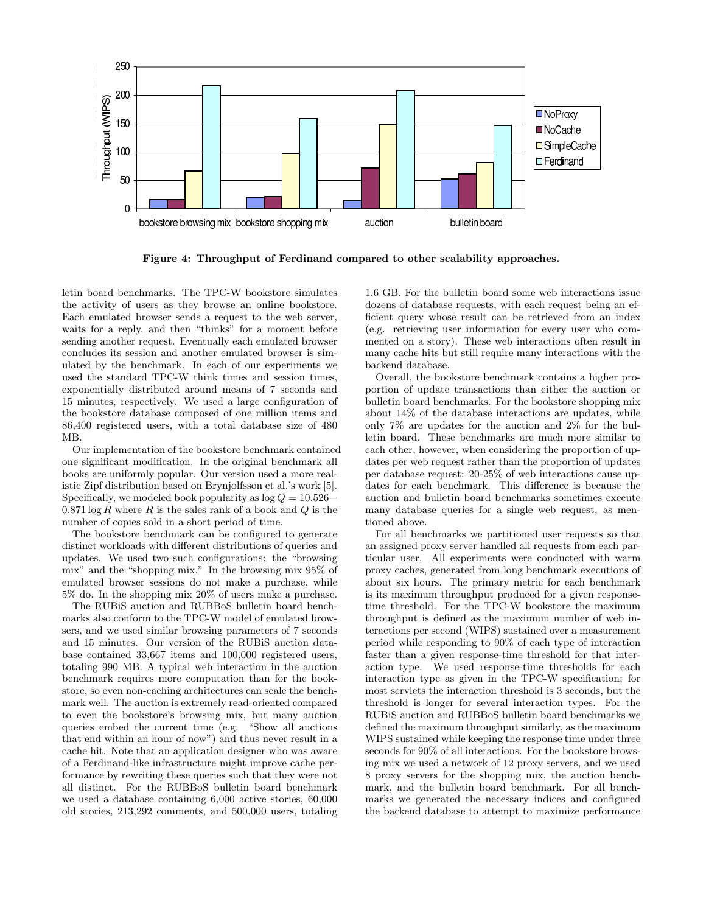**Figure 4: Throughput of Ferdinand compared to other scalability approaches.**

letin board benchmarks. The TPC-W bookstore simulates the activity of users as they browse an online bookstore. Each emulated browser sends a request to the web server, waits for a reply, and then "thinks" for a moment before sending another request. Eventually each emulated browser concludes its session and another emulated browser is simulated by the benchmark. In each of our experiments we used the standard TPC-W think times and session times, exponentially distributed around means of 7 seconds and 15 minutes, respectively. We used a large configuration of the bookstore database composed of one million items and 86,400 registered users, with a total database size of 480 MB.

Our implementation of the bookstore benchmark contained one significant modification. In the original benchmark all books are uniformly popular. Our version used a more realistic Zipf distribution based on Brynjolfsson et al.'s work [5]. Specifically, we modeled book popularity as $\log Q = 10.526 - 0.871 \log R$ where $R$ is the sales rank of a book and $Q$ is the number of copies sold in a short period of time.

The bookstore benchmark can be configured to generate distinct workloads with different distributions of queries and updates. We used two such configurations: the "browsing mix" and the "shopping mix." In the browsing mix 95% of emulated browser sessions do not make a purchase, while 5% do. In the shopping mix 20% of users make a purchase.

The RUBiS auction and RUBBoS bulletin board benchmarks also conform to the TPC-W model of emulated browsers, and we used similar browsing parameters of 7 seconds and 15 minutes. Our version of the RUBiS auction database contained 33,667 items and 100,000 registered users, totaling 990 MB. A typical web interaction in the auction benchmark requires more computation than for the bookstore, so even non-caching architectures can scale the benchmark well. The auction is extremely read-oriented compared to even the bookstore's browsing mix, but many auction queries embed the current time (e.g. "Show all auctions that end within an hour of now") and thus never result in a cache hit. Note that an application designer who was aware of a Ferdinand-like infrastructure might improve cache performance by rewriting these queries such that they were not all distinct. For the RUBBoS bulletin board benchmark we used a database containing 6,000 active stories, 60,000 old stories, 213,292 comments, and 500,000 users, totaling 1.6 GB. For the bulletin board some web interactions issue dozens of database requests, with each request being an efficient query whose result can be retrieved from an index (e.g. retrieving user information for every user who commented on a story). These web interactions often result in many cache hits but still require many interactions with the backend database.

Overall, the bookstore benchmark contains a higher proportion of update transactions than either the auction or bulletin board benchmarks. For the bookstore shopping mix about 14% of the database interactions are updates, while only 7% are updates for the auction and 2% for the bulletin board. These benchmarks are much more similar to each other, however, when considering the proportion of updates per web request rather than the proportion of updates per database request: 20-25% of web interactions cause updates for each benchmark. This difference is because the auction and bulletin board benchmarks sometimes execute many database queries for a single web request, as mentioned above.

For all benchmarks we partitioned user requests so that an assigned proxy server handled all requests from each particular user. All experiments were conducted with warm proxy caches, generated from long benchmark executions of about six hours. The primary metric for each benchmark is its maximum throughput produced for a given response-time threshold. For the TPC-W bookstore the maximum throughput is defined as the maximum number of web interactions per second (WIPS) sustained over a measurement period while responding to 90% of each type of interaction faster than a given response-time threshold for that interaction type. We used response-time thresholds for each interaction type as given in the TPC-W specification; for most servlets the interaction threshold is 3 seconds, but the threshold is longer for several interaction types. For the RUBiS auction and RUBBoS bulletin board benchmarks we defined the maximum throughput similarly, as the maximum WIPS sustained while keeping the response time under three seconds for 90% of all interactions. For the bookstore browsing mix we used a network of 12 proxy servers, and we used 8 proxy servers for the shopping mix, the auction benchmark, and the bulletin board benchmark. For all benchmarks we generated the necessary indices and configured the backend database to attempt to maximize performance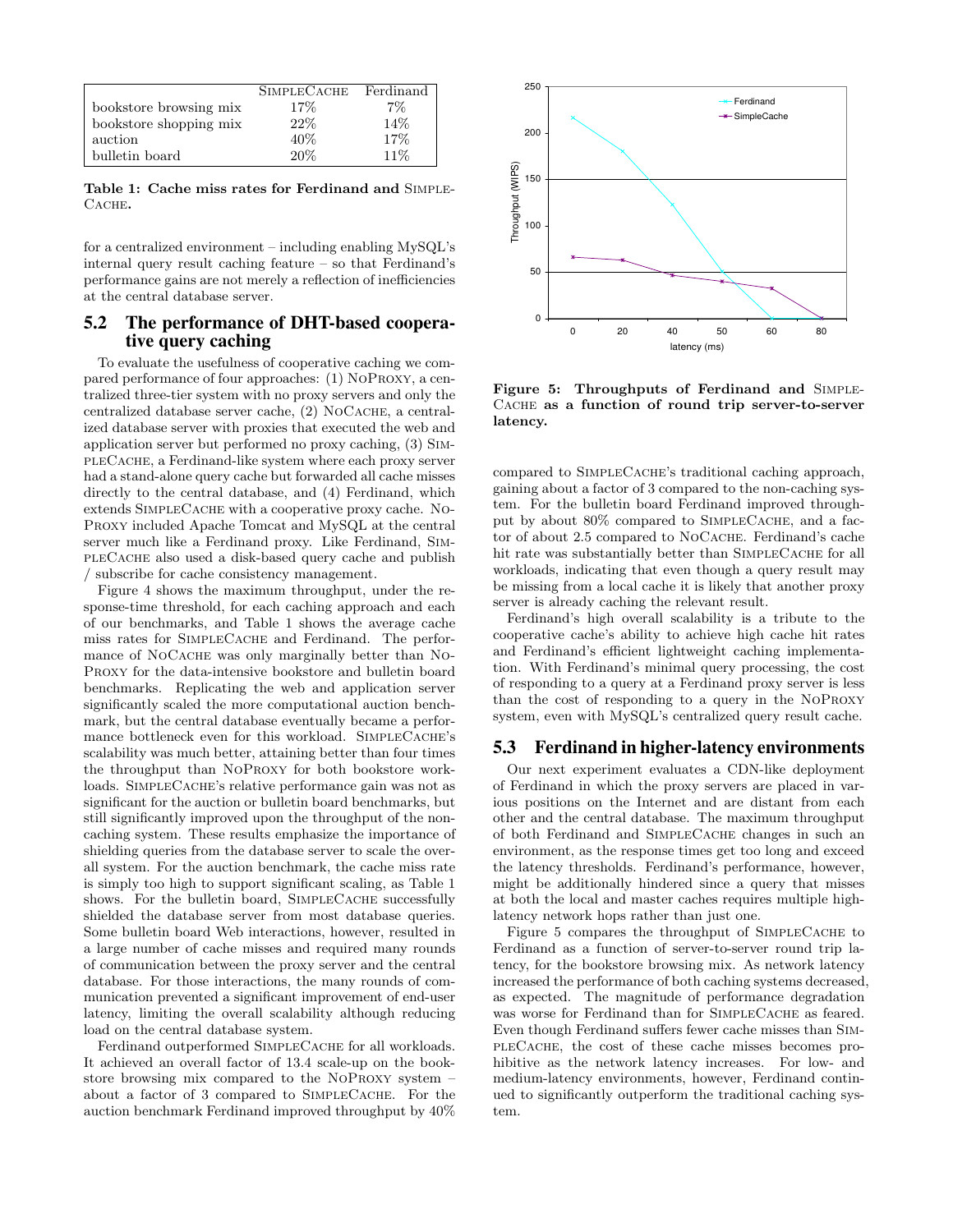|  | SimpleCache | Ferdinand |
|---|---|---|
| bookstore browsing mix | 17% | 7% |
| bookstore shopping mix | 22% | 14% |
| auction | 40% | 17% |
| bulletin board | 20% | 11% |

**Table 1: Cache miss rates for Ferdinand and SimpleCache.**

for a centralized environment – including enabling MySQL's internal query result caching feature – so that Ferdinand's performance gains are not merely a reflection of inefficiencies at the central database server.

## 5.2 The performance of DHT-based cooperative query caching

To evaluate the usefulness of cooperative caching we compared performance of four approaches: (1) NoProxy, a centralized three-tier system with no proxy servers and only the centralized database server cache, (2) NoCache, a centralized database server with proxies that executed the web and application server but performed no proxy caching, (3) SimpleCache, a Ferdinand-like system where each proxy server had a stand-alone query cache but forwarded all cache misses directly to the central database, and (4) Ferdinand, which extends SimpleCache with a cooperative proxy cache. NoProxy included Apache Tomcat and MySQL at the central server much like a Ferdinand proxy. Like Ferdinand, SimpleCache also used a disk-based query cache and publish / subscribe for cache consistency management.

Figure 4 shows the maximum throughput, under the response-time threshold, for each caching approach and each of our benchmarks, and Table 1 shows the average cache miss rates for SimpleCache and Ferdinand. The performance of NoCache was only marginally better than NoProxy for the data-intensive bookstore and bulletin board benchmarks. Replicating the web and application server significantly scaled the more computational auction benchmark, but the central database eventually became a performance bottleneck even for this workload. SimpleCache's scalability was much better, attaining better than four times the throughput than NoProxy for both bookstore workloads. SimpleCache's relative performance gain was not as significant for the auction or bulletin board benchmarks, but still significantly improved upon the throughput of the non-caching system. These results emphasize the importance of shielding queries from the database server to scale the overall system. For the auction benchmark, the cache miss rate is simply too high to support significant scaling, as Table 1 shows. For the bulletin board, SimpleCache successfully shielded the database server from most database queries. Some bulletin board Web interactions, however, resulted in a large number of cache misses and required many rounds of communication between the proxy server and the central database. For those interactions, the many rounds of communication prevented a significant improvement of end-user latency, limiting the overall scalability although reducing load on the central database system.

Ferdinand outperformed SimpleCache for all workloads. It achieved an overall factor of 13.4 scale-up on the bookstore browsing mix compared to the NoProxy system – about a factor of 3 compared to SimpleCache. For the auction benchmark Ferdinand improved throughput by 40% compared to SimpleCache's traditional caching approach, gaining about a factor of 3 compared to the non-caching system. For the bulletin board Ferdinand improved throughput by about 80% compared to SimpleCache, and a factor of about 2.5 compared to NoCache. Ferdinand's cache hit rate was substantially better than SimpleCache for all workloads, indicating that even though a query result may be missing from a local cache it is likely that another proxy server is already caching the relevant result.

Ferdinand's high overall scalability is a tribute to the cooperative cache's ability to achieve high cache hit rates and Ferdinand's efficient lightweight caching implementation. With Ferdinand's minimal query processing, the cost of responding to a query at a Ferdinand proxy server is less than the cost of responding to a query in the NoProxy system, even with MySQL's centralized query result cache.

**Figure 5: Throughputs of Ferdinand and SimpleCache as a function of round trip server-to-server latency.**

## 5.3 Ferdinand in higher-latency environments

Our next experiment evaluates a CDN-like deployment of Ferdinand in which the proxy servers are placed in various positions on the Internet and are distant from each other and the central database. The maximum throughput of both Ferdinand and SimpleCache changes in such an environment, as the response times get too long and exceed the latency thresholds. Ferdinand's performance, however, might be additionally hindered since a query that misses at both the local and master caches requires multiple high-latency network hops rather than just one.

Figure 5 compares the throughput of SimpleCache to Ferdinand as a function of server-to-server round trip latency, for the bookstore browsing mix. As network latency increased the performance of both caching systems decreased, as expected. The magnitude of performance degradation was worse for Ferdinand than for SimpleCache as feared. Even though Ferdinand suffers fewer cache misses than SimpleCache, the cost of these cache misses becomes prohibitive as the network latency increases. For low- and medium-latency environments, however, Ferdinand continued to significantly outperform the traditional caching system.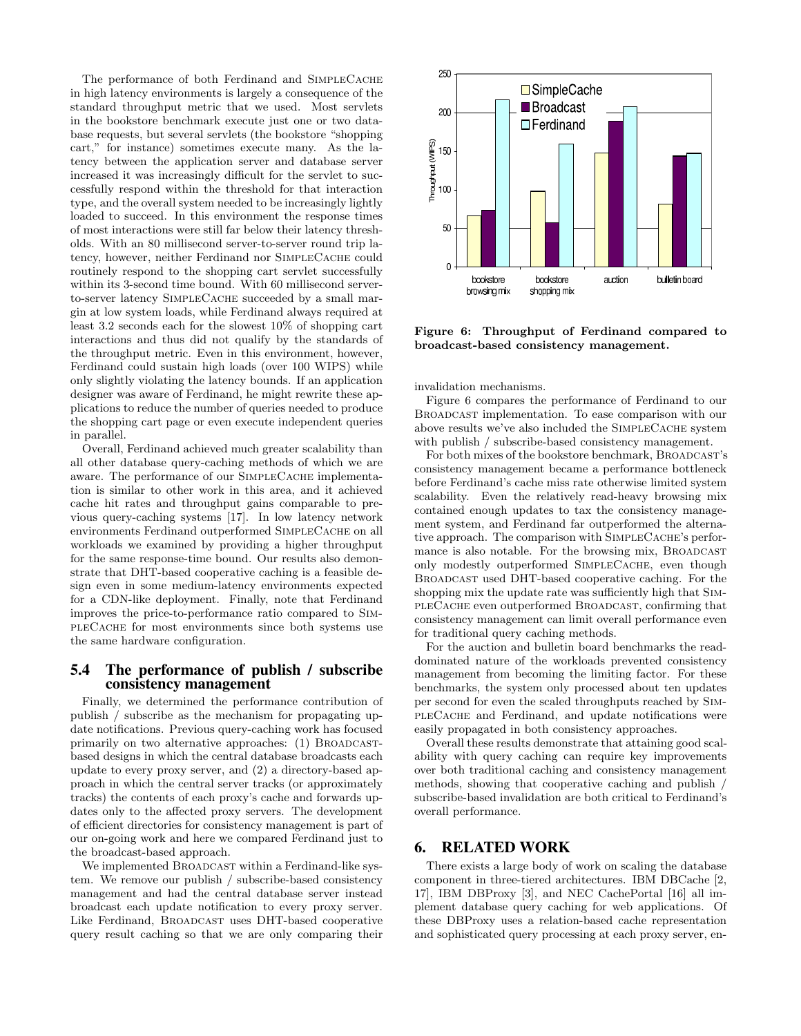The performance of both Ferdinand and SimpleCache in high latency environments is largely a consequence of the standard throughput metric that we used. Most servlets in the bookstore benchmark execute just one or two database requests, but several servlets (the bookstore "shopping cart," for instance) sometimes execute many. As the latency between the application server and database server increased it was increasingly difficult for the servlet to successfully respond within the threshold for that interaction type, and the overall system needed to be increasingly lightly loaded to succeed. In this environment the response times of most interactions were still far below their latency thresholds. With an 80 millisecond server-to-server round trip latency, however, neither Ferdinand nor SimpleCache could routinely respond to the shopping cart servlet successfully within its 3-second time bound. With 60 millisecond server-to-server latency SimpleCache succeeded by a small margin at low system loads, while Ferdinand always required at least 3.2 seconds each for the slowest 10% of shopping cart interactions and thus did not qualify by the standards of the throughput metric. Even in this environment, however, Ferdinand could sustain high loads (over 100 WIPS) while only slightly violating the latency bounds. If an application designer was aware of Ferdinand, he might rewrite these applications to reduce the number of queries needed to produce the shopping cart page or even execute independent queries in parallel.

Overall, Ferdinand achieved much greater scalability than all other database query-caching methods of which we are aware. The performance of our SimpleCache implementation is similar to other work in this area, and it achieved cache hit rates and throughput gains comparable to previous query-caching systems [17]. In low latency network environments Ferdinand outperformed SimpleCache on all workloads we examined by providing a higher throughput for the same response-time bound. Our results also demonstrate that DHT-based cooperative caching is a feasible design even in some medium-latency environments expected for a CDN-like deployment. Finally, note that Ferdinand improves the price-to-performance ratio compared to SimpleCache for most environments since both systems use the same hardware configuration.

## 5.4 The performance of publish / subscribe consistency management

Finally, we determined the performance contribution of publish / subscribe as the mechanism for propagating update notifications. Previous query-caching work has focused primarily on two alternative approaches: (1) Broadcast-based designs in which the central database broadcasts each update to every proxy server, and (2) a directory-based approach in which the central server tracks (or approximately tracks) the contents of each proxy's cache and forwards updates only to the affected proxy servers. The development of efficient directories for consistency management is part of our on-going work and here we compared Ferdinand just to the broadcast-based approach.

We implemented Broadcast within a Ferdinand-like system. We remove our publish / subscribe-based consistency management and had the central database server instead broadcast each update notification to every proxy server. Like Ferdinand, Broadcast uses DHT-based cooperative query result caching so that we are only comparing their invalidation mechanisms.

Figure 6: Throughput of Ferdinand compared to broadcast-based consistency management.

Figure 6 compares the performance of Ferdinand to our Broadcast implementation. To ease comparison with our above results we've also included the SimpleCache system with publish / subscribe-based consistency management.

For both mixes of the bookstore benchmark, Broadcast's consistency management became a performance bottleneck before Ferdinand's cache miss rate otherwise limited system scalability. Even the relatively read-heavy browsing mix contained enough updates to tax the consistency management system, and Ferdinand far outperformed the alternative approach. The comparison with SimpleCache's performance is also notable. For the browsing mix, Broadcast only modestly outperformed SimpleCache, even though Broadcast used DHT-based cooperative caching. For the shopping mix the update rate was sufficiently high that SimpleCache even outperformed Broadcast, confirming that consistency management can limit overall performance even for traditional query caching methods.

For the auction and bulletin board benchmarks the read-dominated nature of the workloads prevented consistency management from becoming the limiting factor. For these benchmarks, the system only processed about ten updates per second for even the scaled throughputs reached by SimpleCache and Ferdinand, and update notifications were easily propagated in both consistency approaches.

Overall these results demonstrate that attaining good scalability with query caching can require key improvements over both traditional caching and consistency management methods, showing that cooperative caching and publish / subscribe-based invalidation are both critical to Ferdinand's overall performance.

# 6. RELATED WORK

There exists a large body of work on scaling the database component in three-tiered architectures. IBM DBCache [2, 17], IBM DBProxy [3], and NEC CachePortal [16] all implement database query caching for web applications. Of these DBProxy uses a relation-based cache representation and sophisticated query processing at each proxy server, en-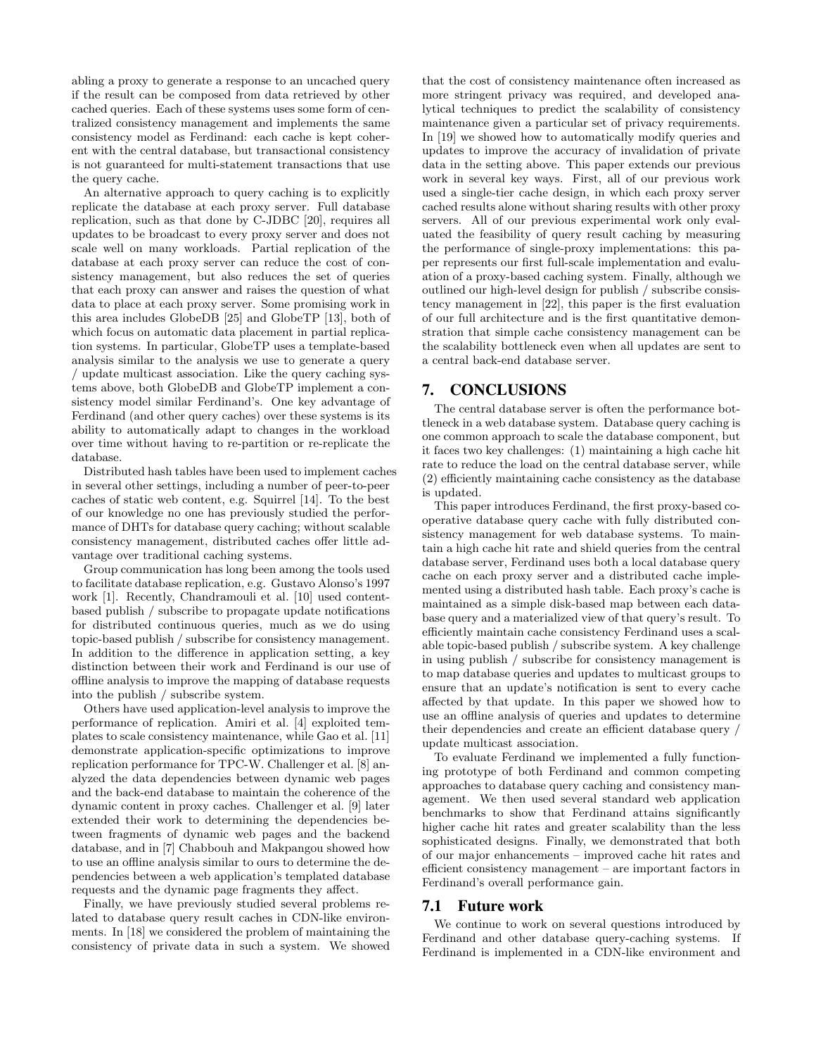abling a proxy to generate a response to an uncached query if the result can be composed from data retrieved by other cached queries. Each of these systems uses some form of centralized consistency management and implements the same consistency model as Ferdinand: each cache is kept coherent with the central database, but transactional consistency is not guaranteed for multi-statement transactions that use the query cache.

An alternative approach to query caching is to explicitly replicate the database at each proxy server. Full database replication, such as that done by C-JDBC [20], requires all updates to be broadcast to every proxy server and does not scale well on many workloads. Partial replication of the database at each proxy server can reduce the cost of consistency management, but also reduces the set of queries that each proxy can answer and raises the question of what data to place at each proxy server. Some promising work in this area includes GlobeDB [25] and GlobeTP [13], both of which focus on automatic data placement in partial replication systems. In particular, GlobeTP uses a template-based analysis similar to the analysis we use to generate a query / update multicast association. Like the query caching systems above, both GlobeDB and GlobeTP implement a consistency model similar Ferdinand's. One key advantage of Ferdinand (and other query caches) over these systems is its ability to automatically adapt to changes in the workload over time without having to re-partition or re-replicate the database.

Distributed hash tables have been used to implement caches in several other settings, including a number of peer-to-peer caches of static web content, e.g. Squirrel [14]. To the best of our knowledge no one has previously studied the performance of DHTs for database query caching; without scalable consistency management, distributed caches offer little advantage over traditional caching systems.

Group communication has long been among the tools used to facilitate database replication, e.g. Gustavo Alonso's 1997 work [1]. Recently, Chandramouli et al. [10] used content-based publish / subscribe to propagate update notifications for distributed continuous queries, much as we do using topic-based publish / subscribe for consistency management. In addition to the difference in application setting, a key distinction between their work and Ferdinand is our use of offline analysis to improve the mapping of database requests into the publish / subscribe system.

Others have used application-level analysis to improve the performance of replication. Amiri et al. [4] exploited templates to scale consistency maintenance, while Gao et al. [11] demonstrate application-specific optimizations to improve replication performance for TPC-W. Challenger et al. [8] analyzed the data dependencies between dynamic web pages and the back-end database to maintain the coherence of the dynamic content in proxy caches. Challenger et al. [9] later extended their work to determining the dependencies between fragments of dynamic web pages and the backend database, and in [7] Chabbouh and Makpangou showed how to use an offline analysis similar to ours to determine the dependencies between a web application's templated database requests and the dynamic page fragments they affect.

Finally, we have previously studied several problems related to database query result caches in CDN-like environments. In [18] we considered the problem of maintaining the consistency of private data in such a system. We showed that the cost of consistency maintenance often increased as more stringent privacy was required, and developed analytical techniques to predict the scalability of consistency maintenance given a particular set of privacy requirements. In [19] we showed how to automatically modify queries and updates to improve the accuracy of invalidation of private data in the setting above. This paper extends our previous work in several key ways. First, all of our previous work used a single-tier cache design, in which each proxy server cached results alone without sharing results with other proxy servers. All of our previous experimental work only evaluated the feasibility of query result caching by measuring the performance of single-proxy implementations: this paper represents our first full-scale implementation and evaluation of a proxy-based caching system. Finally, although we outlined our high-level design for publish / subscribe consistency management in [22], this paper is the first evaluation of our full architecture and is the first quantitative demonstration that simple cache consistency management can be the scalability bottleneck even when all updates are sent to a central back-end database server.

## 7. CONCLUSIONS

The central database server is often the performance bottleneck in a web database system. Database query caching is one common approach to scale the database component, but it faces two key challenges: (1) maintaining a high cache hit rate to reduce the load on the central database server, while (2) efficiently maintaining cache consistency as the database is updated.

This paper introduces Ferdinand, the first proxy-based cooperative database query cache with fully distributed consistency management for web database systems. To maintain a high cache hit rate and shield queries from the central database server, Ferdinand uses both a local database query cache on each proxy server and a distributed cache implemented using a distributed hash table. Each proxy's cache is maintained as a simple disk-based map between each database query and a materialized view of that query's result. To efficiently maintain cache consistency Ferdinand uses a scalable topic-based publish / subscribe system. A key challenge in using publish / subscribe for consistency management is to map database queries and updates to multicast groups to ensure that an update's notification is sent to every cache affected by that update. In this paper we showed how to use an offline analysis of queries and updates to determine their dependencies and create an efficient database query / update multicast association.

To evaluate Ferdinand we implemented a fully functioning prototype of both Ferdinand and common competing approaches to database query caching and consistency management. We then used several standard web application benchmarks to show that Ferdinand attains significantly higher cache hit rates and greater scalability than the less sophisticated designs. Finally, we demonstrated that both of our major enhancements – improved cache hit rates and efficient consistency management – are important factors in Ferdinand's overall performance gain.

### 7.1 Future work

We continue to work on several questions introduced by Ferdinand and other database query-caching systems. If Ferdinand is implemented in a CDN-like environment and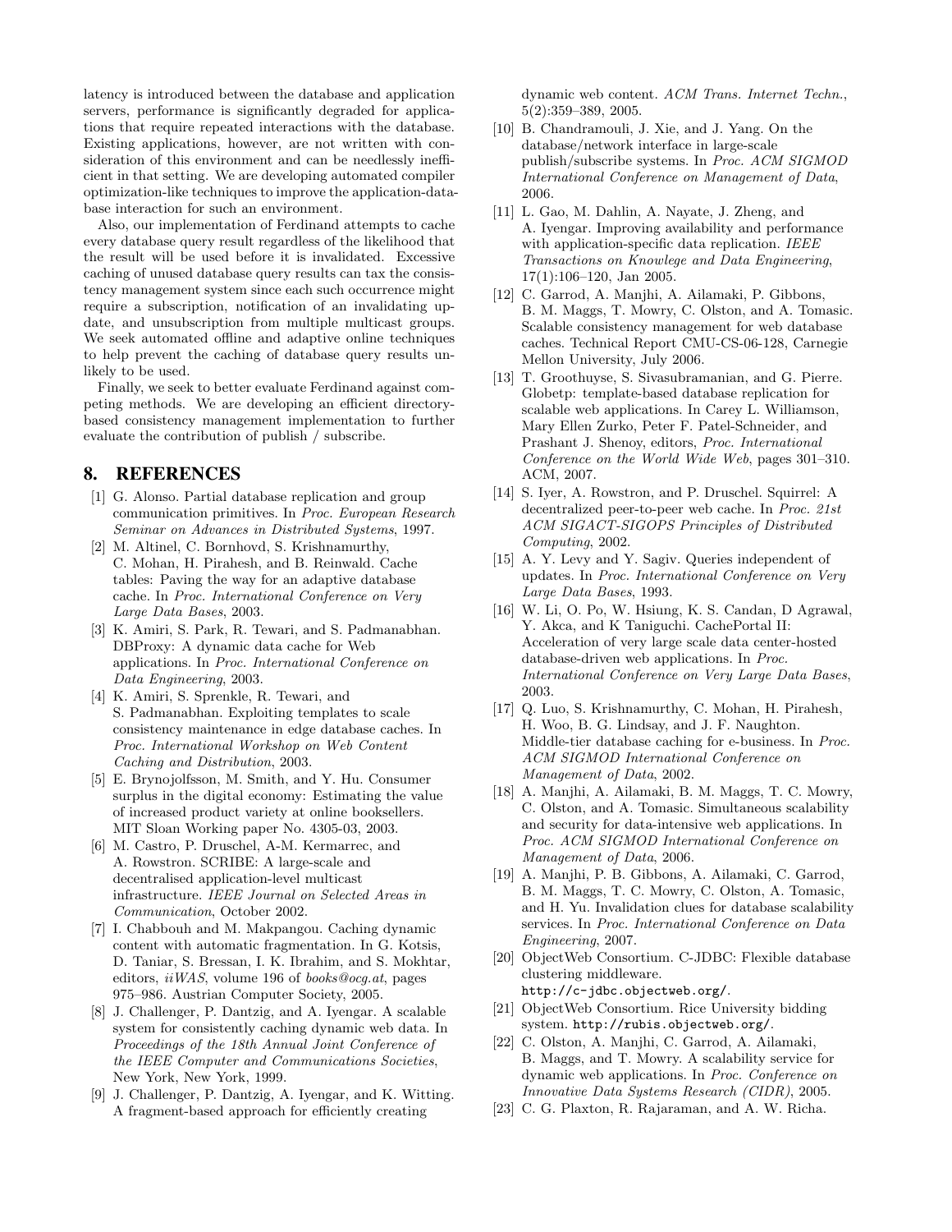latency is introduced between the database and application servers, performance is significantly degraded for applications that require repeated interactions with the database. Existing applications, however, are not written with consideration of this environment and can be needlessly inefficient in that setting. We are developing automated compiler optimization-like techniques to improve the application-database interaction for such an environment.

Also, our implementation of Ferdinand attempts to cache every database query result regardless of the likelihood that the result will be used before it is invalidated. Excessive caching of unused database query results can tax the consistency management system since each such occurrence might require a subscription, notification of an invalidating update, and unsubscription from multiple multicast groups. We seek automated offline and adaptive online techniques to help prevent the caching of database query results unlikely to be used.

Finally, we seek to better evaluate Ferdinand against competing methods. We are developing an efficient directory-based consistency management implementation to further evaluate the contribution of publish / subscribe.

## 8. REFERENCES

[1] G. Alonso. Partial database replication and group communication primitives. In *Proc. European Research Seminar on Advances in Distributed Systems*, 1997.

[2] M. Altinel, C. Bornhovd, S. Krishnamurthy, C. Mohan, H. Pirahesh, and B. Reinwald. Cache tables: Paving the way for an adaptive database cache. In *Proc. International Conference on Very Large Data Bases*, 2003.

[3] K. Amiri, S. Park, R. Tewari, and S. Padmanabhan. DBProxy: A dynamic data cache for Web applications. In *Proc. International Conference on Data Engineering*, 2003.

[4] K. Amiri, S. Sprenkle, R. Tewari, and S. Padmanabhan. Exploiting templates to scale consistency maintenance in edge database caches. In *Proc. International Workshop on Web Content Caching and Distribution*, 2003.

[5] E. Brynojolfsson, M. Smith, and Y. Hu. Consumer surplus in the digital economy: Estimating the value of increased product variety at online booksellers. MIT Sloan Working paper No. 4305-03, 2003.

[6] M. Castro, P. Druschel, A-M. Kermarrec, and A. Rowstron. SCRIBE: A large-scale and decentralised application-level multicast infrastructure. *IEEE Journal on Selected Areas in Communication*, October 2002.

[7] I. Chabbouh and M. Makpangou. Caching dynamic content with automatic fragmentation. In G. Kotsis, D. Taniar, S. Bressan, I. K. Ibrahim, and S. Mokhtar, editors, *iiWAS*, volume 196 of *books@ocg.at*, pages 975–986. Austrian Computer Society, 2005.

[8] J. Challenger, P. Dantzig, and A. Iyengar. A scalable system for consistently caching dynamic web data. In *Proceedings of the 18th Annual Joint Conference of the IEEE Computer and Communications Societies*, New York, New York, 1999.

[9] J. Challenger, P. Dantzig, A. Iyengar, and K. Witting. A fragment-based approach for efficiently creating dynamic web content. *ACM Trans. Internet Techn.*, 5(2):359–389, 2005.

[10] B. Chandramouli, J. Xie, and J. Yang. On the database/network interface in large-scale publish/subscribe systems. In *Proc. ACM SIGMOD International Conference on Management of Data*, 2006.

[11] L. Gao, M. Dahlin, A. Nayate, J. Zheng, and A. Iyengar. Improving availability and performance with application-specific data replication. *IEEE Transactions on Knowlege and Data Engineering*, 17(1):106–120, Jan 2005.

[12] C. Garrod, A. Manjhi, A. Ailamaki, P. Gibbons, B. M. Maggs, T. Mowry, C. Olston, and A. Tomasic. Scalable consistency management for web database caches. Technical Report CMU-CS-06-128, Carnegie Mellon University, July 2006.

[13] T. Groothuyse, S. Sivasubramanian, and G. Pierre. Globetp: template-based database replication for scalable web applications. In Carey L. Williamson, Mary Ellen Zurko, Peter F. Patel-Schneider, and Prashant J. Shenoy, editors, *Proc. International Conference on the World Wide Web*, pages 301–310. ACM, 2007.

[14] S. Iyer, A. Rowstron, and P. Druschel. Squirrel: A decentralized peer-to-peer web cache. In *Proc. 21st ACM SIGACT-SIGOPS Principles of Distributed Computing*, 2002.

[15] A. Y. Levy and Y. Sagiv. Queries independent of updates. In *Proc. International Conference on Very Large Data Bases*, 1993.

[16] W. Li, O. Po, W. Hsiung, K. S. Candan, D Agrawal, Y. Akca, and K Taniguchi. CachePortal II: Acceleration of very large scale data center-hosted database-driven web applications. In *Proc. International Conference on Very Large Data Bases*, 2003.

[17] Q. Luo, S. Krishnamurthy, C. Mohan, H. Pirahesh, H. Woo, B. G. Lindsay, and J. F. Naughton. Middle-tier database caching for e-business. In *Proc. ACM SIGMOD International Conference on Management of Data*, 2002.

[18] A. Manjhi, A. Ailamaki, B. M. Maggs, T. C. Mowry, C. Olston, and A. Tomasic. Simultaneous scalability and security for data-intensive web applications. In *Proc. ACM SIGMOD International Conference on Management of Data*, 2006.

[19] A. Manjhi, P. B. Gibbons, A. Ailamaki, C. Garrod, B. M. Maggs, T. C. Mowry, C. Olston, A. Tomasic, and H. Yu. Invalidation clues for database scalability services. In *Proc. International Conference on Data Engineering*, 2007.

[20] ObjectWeb Consortium. C-JDBC: Flexible database clustering middleware. http://c-jdbc.objectweb.org/.

[21] ObjectWeb Consortium. Rice University bidding system. http://rubis.objectweb.org/.

[22] C. Olston, A. Manjhi, C. Garrod, A. Ailamaki, B. Maggs, and T. Mowry. A scalability service for dynamic web applications. In *Proc. Conference on Innovative Data Systems Research (CIDR)*, 2005.

[23] C. G. Plaxton, R. Rajaraman, and A. W. Richa.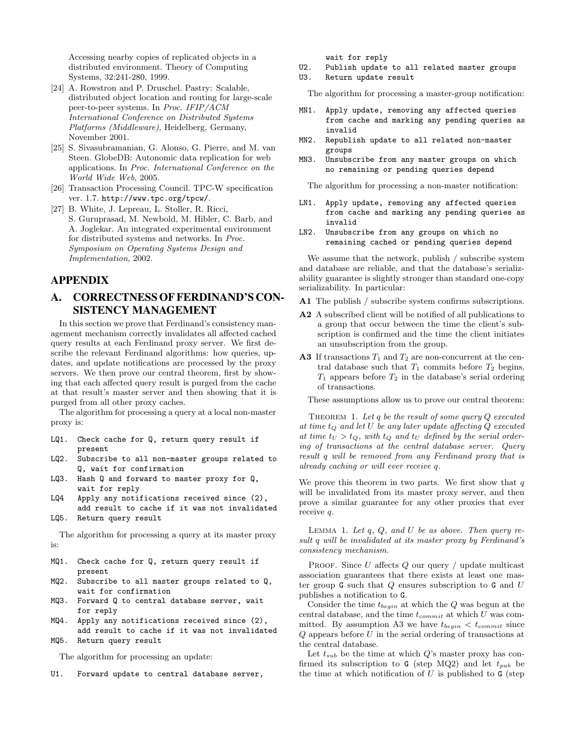Accessing nearby copies of replicated objects in a distributed environment. Theory of Computing Systems, 32:241-280, 1999.

[24] A. Rowstron and P. Druschel. Pastry: Scalable, distributed object location and routing for large-scale peer-to-peer systems. In *Proc. IFIP/ACM International Conference on Distributed Systems Platforms (Middleware)*, Heidelberg, Germany, November 2001.

[25] S. Sivasubramanian, G. Alonso, G. Pierre, and M. van Steen. GlobeDB: Autonomic data replication for web applications. In *Proc. International Conference on the World Wide Web*, 2005.

[26] Transaction Processing Council. TPC-W specification ver. 1.7. http://www.tpc.org/tpcw/.

[27] B. White, J. Lepreau, L. Stoller, R. Ricci, S. Guruprasad, M. Newbold, M. Hibler, C. Barb, and A. Joglekar. An integrated experimental environment for distributed systems and networks. In *Proc. Symposium on Operating Systems Design and Implementation*, 2002.

# APPENDIX

## A. CORRECTNESS OF FERDINAND'S CONSISTENCY MANAGEMENT

In this section we prove that Ferdinand's consistency management mechanism correctly invalidates all affected cached query results at each Ferdinand proxy server. We first describe the relevant Ferdinand algorithms: how queries, updates, and update notifications are processed by the proxy servers. We then prove our central theorem, first by showing that each affected query result is purged from the cache at that result's master server and then showing that it is purged from all other proxy caches.

The algorithm for processing a query at a local non-master proxy is:

```
LQ1.  Check cache for Q, return query result if
      present
LQ2.  Subscribe to all non-master groups related to
      Q, wait for confirmation
LQ3.  Hash Q and forward to master proxy for Q,
      wait for reply
LQ4   Apply any notifications received since (2),
      add result to cache if it was not invalidated
LQ5.  Return query result
```

The algorithm for processing a query at its master proxy is:

```
MQ1.  Check cache for Q, return query result if
      present
MQ2.  Subscribe to all master groups related to Q,
      wait for confirmation
MQ3.  Forward Q to central database server, wait
      for reply
MQ4.  Apply any notifications received since (2),
      add result to cache if it was not invalidated
MQ5.  Return query result
```

The algorithm for processing an update:

```
U1.   Forward update to central database server,
      wait for reply
U2.   Publish update to all related master groups
U3.   Return update result
```

The algorithm for processing a master-group notification:

```
MN1.  Apply update, removing any affected queries
      from cache and marking any pending queries as
      invalid
MN2.  Republish update to all related non-master
      groups
MN3.  Unsubscribe from any master groups on which
      no remaining or pending queries depend
```

The algorithm for processing a non-master notification:

```
LN1.  Apply update, removing any affected queries
      from cache and marking any pending queries as
      invalid
LN2.  Unsubscribe from any groups on which no
      remaining cached or pending queries depend
```

We assume that the network, publish / subscribe system and database are reliable, and that the database's serializability guarantee is slightly stronger than standard one-copy serializability. In particular:

**A1** The publish / subscribe system confirms subscriptions.

**A2** A subscribed client will be notified of all publications to a group that occur between the time the client's subscription is confirmed and the time the client initiates an unsubscription from the group.

**A3** If transactions $T_1$ and $T_2$ are non-concurrent at the central database such that $T_1$ commits before $T_2$ begins, $T_1$ appears before $T_2$ in the database's serial ordering of transactions.

These assumptions allow us to prove our central theorem:

THEOREM 1. *Let $q$ be the result of some query $Q$ executed at time $t_Q$ and let $U$ be any later update affecting $Q$ executed at time $t_U > t_Q$, with $t_Q$ and $t_U$ defined by the serial ordering of transactions at the central database server. Query result $q$ will be removed from any Ferdinand proxy that is already caching or will ever receive $q$.*

We prove this theorem in two parts. We first show that $q$ will be invalidated from its master proxy server, and then prove a similar guarantee for any other proxies that ever receive $q$.

LEMMA 1. *Let $q$, $Q$, and $U$ be as above. Then query result $q$ will be invalidated at its master proxy by Ferdinand's consistency mechanism.*

PROOF. Since $U$ affects $Q$ our query / update multicast association guarantees that there exists at least one master group G such that $Q$ ensures subscription to G and $U$ publishes a notification to G.

Consider the time $t_{begin}$ at which the $Q$ was begun at the central database, and the time $t_{commit}$ at which $U$ was committed. By assumption A3 we have $t_{begin} < t_{commit}$ since $Q$ appears before $U$ in the serial ordering of transactions at the central database.

Let $t_{sub}$ be the time at which $Q$'s master proxy has confirmed its subscription to G (step MQ2) and let $t_{pub}$ be the time at which notification of $U$ is published to G (step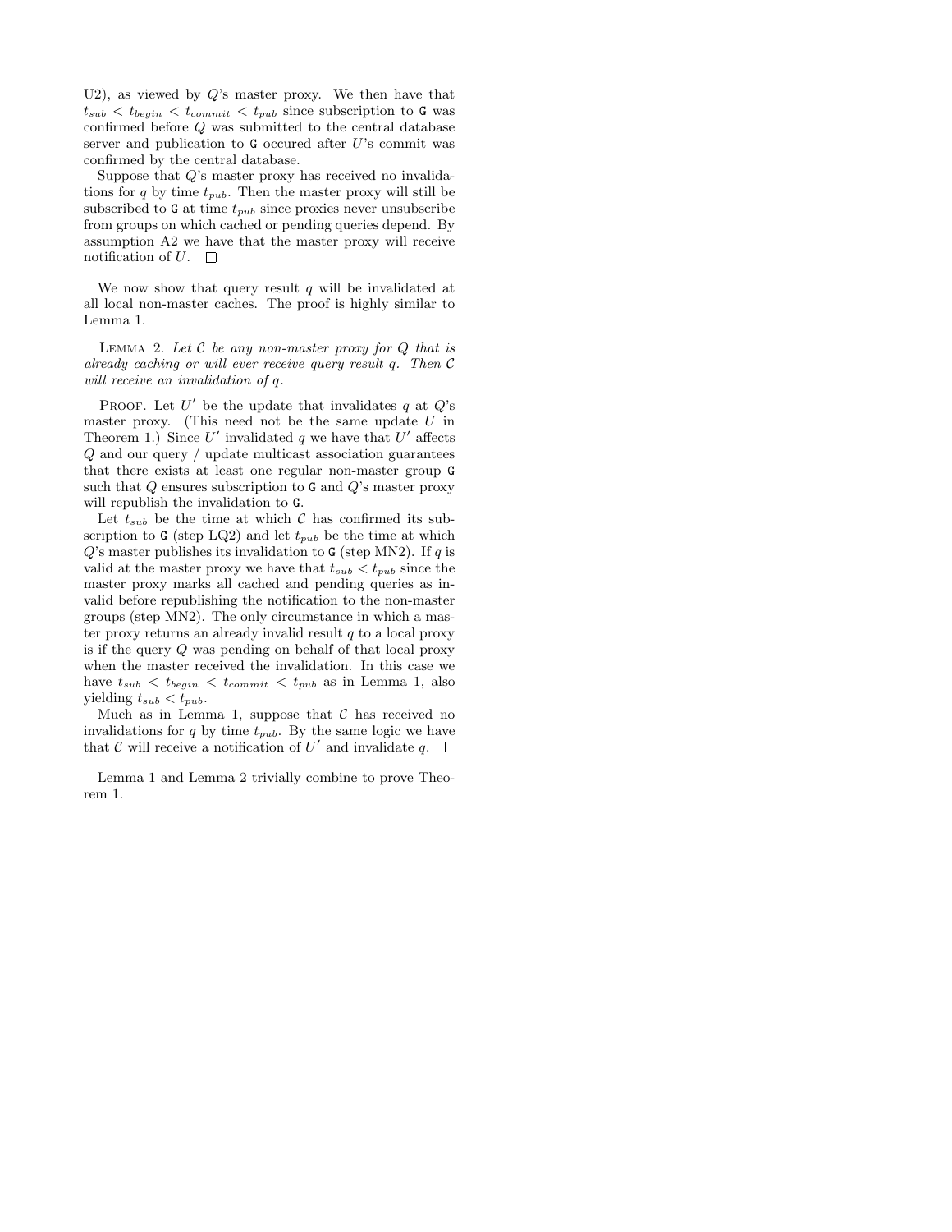U2), as viewed by $Q$'s master proxy. We then have that $t_{sub} < t_{begin} < t_{commit} < t_{pub}$ since subscription to G was confirmed before $Q$ was submitted to the central database server and publication to G occured after $U$'s commit was confirmed by the central database.

Suppose that $Q$'s master proxy has received no invalidations for $q$ by time $t_{pub}$. Then the master proxy will still be subscribed to G at time $t_{pub}$ since proxies never unsubscribe from groups on which cached or pending queries depend. By assumption A2 we have that the master proxy will receive notification of $U$. □

We now show that query result $q$ will be invalidated at all local non-master caches. The proof is highly similar to Lemma 1.

Lemma 2. *Let $\mathcal{C}$ be any non-master proxy for $Q$ that is already caching or will ever receive query result $q$. Then $\mathcal{C}$ will receive an invalidation of $q$.*

Proof. Let $U'$ be the update that invalidates $q$ at $Q$'s master proxy. (This need not be the same update $U$ in Theorem 1.) Since $U'$ invalidated $q$ we have that $U'$ affects $Q$ and our query / update multicast association guarantees that there exists at least one regular non-master group G such that $Q$ ensures subscription to G and $Q$'s master proxy will republish the invalidation to G.

Let $t_{sub}$ be the time at which $\mathcal{C}$ has confirmed its subscription to G (step LQ2) and let $t_{pub}$ be the time at which $Q$'s master publishes its invalidation to G (step MN2). If $q$ is valid at the master proxy we have that $t_{sub} < t_{pub}$ since the master proxy marks all cached and pending queries as invalid before republishing the notification to the non-master groups (step MN2). The only circumstance in which a master proxy returns an already invalid result $q$ to a local proxy is if the query $Q$ was pending on behalf of that local proxy when the master received the invalidation. In this case we have $t_{sub} < t_{begin} < t_{commit} < t_{pub}$ as in Lemma 1, also yielding $t_{sub} < t_{pub}$.

Much as in Lemma 1, suppose that $\mathcal{C}$ has received no invalidations for $q$ by time $t_{pub}$. By the same logic we have that $\mathcal{C}$ will receive a notification of $U'$ and invalidate $q$. □

Lemma 1 and Lemma 2 trivially combine to prove Theorem 1.